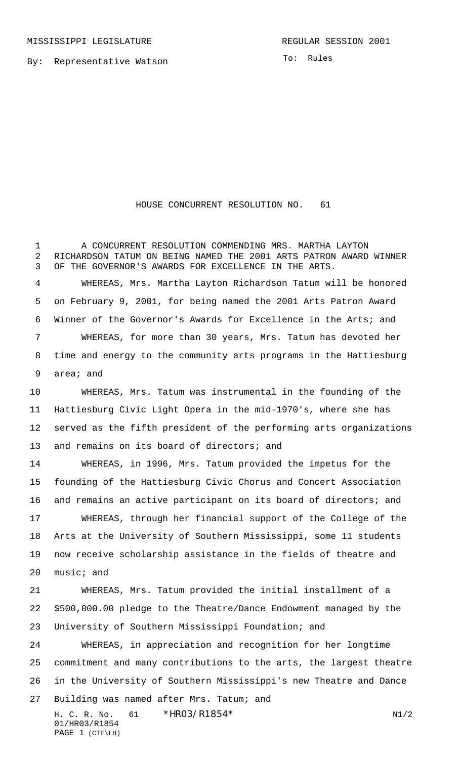MISSISSIPPI LEGISLATURE REGULAR SESSION 2001

By: Representative Watson

To: Rules

# HOUSE CONCURRENT RESOLUTION NO. 61

A CONCURRENT RESOLUTION COMMENDING MRS. MARTHA LAYTON RICHARDSON TATUM ON BEING NAMED THE 2001 ARTS PATRON AWARD WINNER OF THE GOVERNOR'S AWARDS FOR EXCELLENCE IN THE ARTS.

WHEREAS, Mrs. Martha Layton Richardson Tatum will be honored on February 9, 2001, for being named the 2001 Arts Patron Award Winner of the Governor's Awards for Excellence in the Arts; and

WHEREAS, for more than 30 years, Mrs. Tatum has devoted her time and energy to the community arts programs in the Hattiesburg area; and

WHEREAS, Mrs. Tatum was instrumental in the founding of the Hattiesburg Civic Light Opera in the mid-1970's, where she has served as the fifth president of the performing arts organizations and remains on its board of directors; and

WHEREAS, in 1996, Mrs. Tatum provided the impetus for the founding of the Hattiesburg Civic Chorus and Concert Association and remains an active participant on its board of directors; and

WHEREAS, through her financial support of the College of the Arts at the University of Southern Mississippi, some 11 students now receive scholarship assistance in the fields of theatre and music; and

WHEREAS, Mrs. Tatum provided the initial installment of a $500,000.00 pledge to the Theatre/Dance Endowment managed by the University of Southern Mississippi Foundation; and

WHEREAS, in appreciation and recognition for her longtime commitment and many contributions to the arts, the largest theatre in the University of Southern Mississippi's new Theatre and Dance Building was named after Mrs. Tatum; and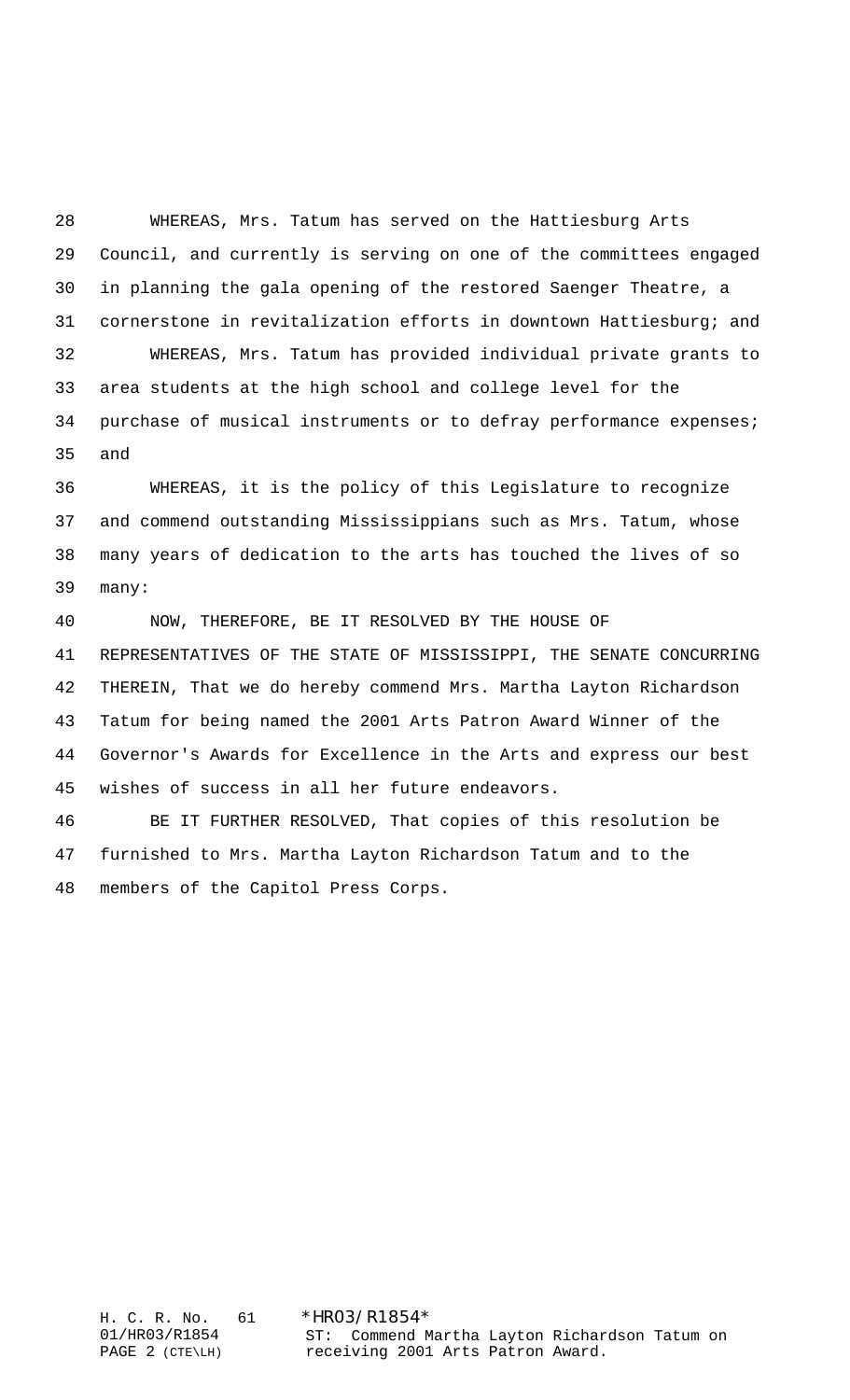WHEREAS, Mrs. Tatum has served on the Hattiesburg Arts Council, and currently is serving on one of the committees engaged in planning the gala opening of the restored Saenger Theatre, a cornerstone in revitalization efforts in downtown Hattiesburg; and

WHEREAS, Mrs. Tatum has provided individual private grants to area students at the high school and college level for the purchase of musical instruments or to defray performance expenses; and

WHEREAS, it is the policy of this Legislature to recognize and commend outstanding Mississippians such as Mrs. Tatum, whose many years of dedication to the arts has touched the lives of so many:

NOW, THEREFORE, BE IT RESOLVED BY THE HOUSE OF REPRESENTATIVES OF THE STATE OF MISSISSIPPI, THE SENATE CONCURRING THEREIN, That we do hereby commend Mrs. Martha Layton Richardson Tatum for being named the 2001 Arts Patron Award Winner of the Governor's Awards for Excellence in the Arts and express our best wishes of success in all her future endeavors.

BE IT FURTHER RESOLVED, That copies of this resolution be furnished to Mrs. Martha Layton Richardson Tatum and to the members of the Capitol Press Corps.

ST: Commend Martha Layton Richardson Tatum on receiving 2001 Arts Patron Award.